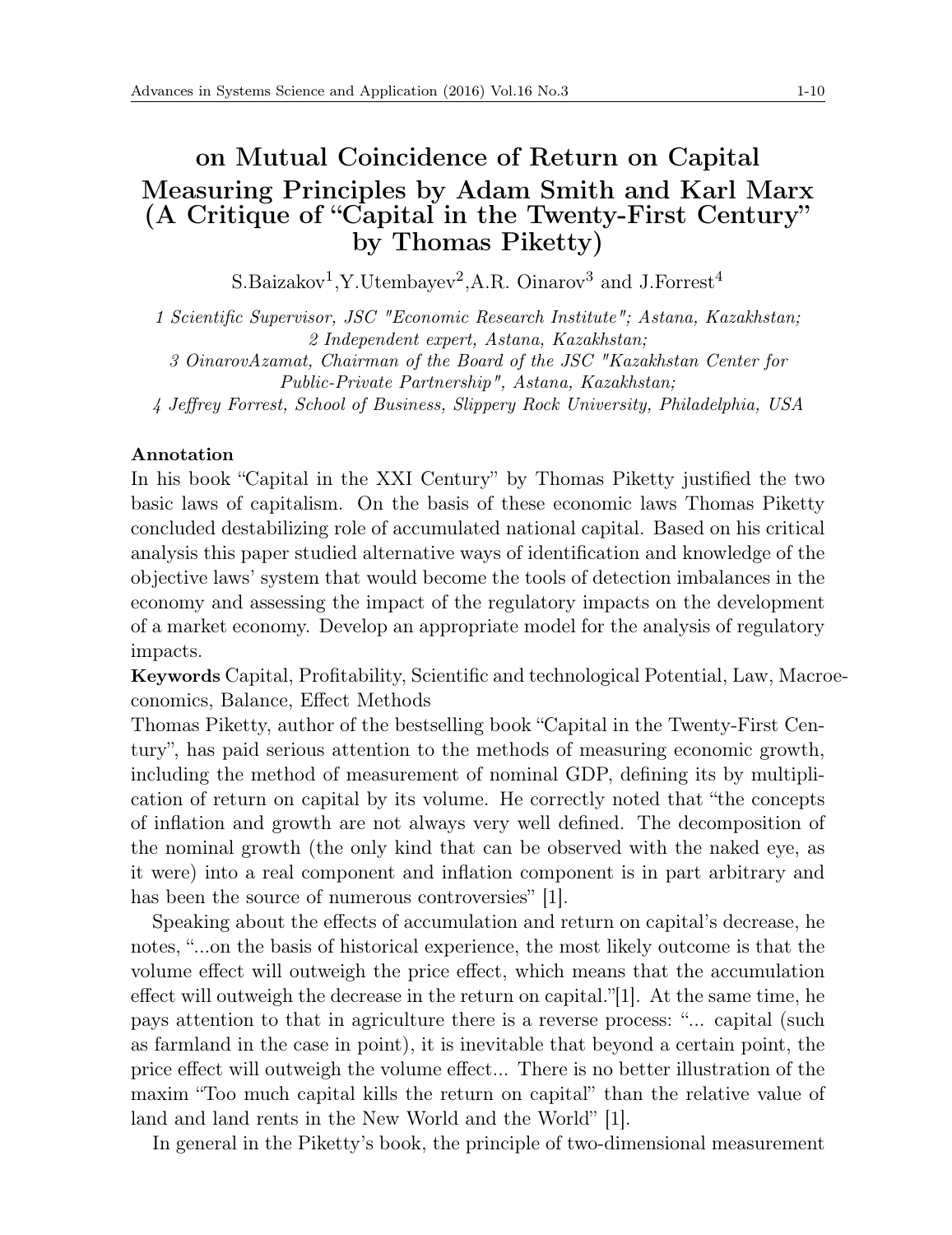# on Mutual Coincidence of Return on Capital Measuring Principles by Adam Smith and Karl Marx (A Critique of "Capital in the Twenty-First Century" by Thomas Piketty)

S.Baizakov[1], Y.Utembayev[2], A.R. Oinarov[3] and J.Forrest[4]

*1 Scientific Supervisor, JSC "Economic Research Institute"; Astana, Kazakhstan;*
*2 Independent expert, Astana, Kazakhstan;*
*3 OinarovAzamat, Chairman of the Board of the JSC "Kazakhstan Center for Public-Private Partnership", Astana, Kazakhstan;*
*4 Jeffrey Forrest, School of Business, Slippery Rock University, Philadelphia, USA*

**Annotation**
In his book "Capital in the XXI Century" by Thomas Piketty justified the two basic laws of capitalism. On the basis of these economic laws Thomas Piketty concluded destabilizing role of accumulated national capital. Based on his critical analysis this paper studied alternative ways of identification and knowledge of the objective laws' system that would become the tools of detection imbalances in the economy and assessing the impact of the regulatory impacts on the development of a market economy. Develop an appropriate model for the analysis of regulatory impacts.

**Keywords** Capital, Profitability, Scientific and technological Potential, Law, Macroeconomics, Balance, Effect Methods

Thomas Piketty, author of the bestselling book "Capital in the Twenty-First Century", has paid serious attention to the methods of measuring economic growth, including the method of measurement of nominal GDP, defining its by multiplication of return on capital by its volume. He correctly noted that "the concepts of inflation and growth are not always very well defined. The decomposition of the nominal growth (the only kind that can be observed with the naked eye, as it were) into a real component and inflation component is in part arbitrary and has been the source of numerous controversies" [1].

Speaking about the effects of accumulation and return on capital's decrease, he notes, "...on the basis of historical experience, the most likely outcome is that the volume effect will outweigh the price effect, which means that the accumulation effect will outweigh the decrease in the return on capital."[1]. At the same time, he pays attention to that in agriculture there is a reverse process: "... capital (such as farmland in the case in point), it is inevitable that beyond a certain point, the price effect will outweigh the volume effect... There is no better illustration of the maxim "Too much capital kills the return on capital" than the relative value of land and land rents in the New World and the World" [1].

In general in the Piketty's book, the principle of two-dimensional measurement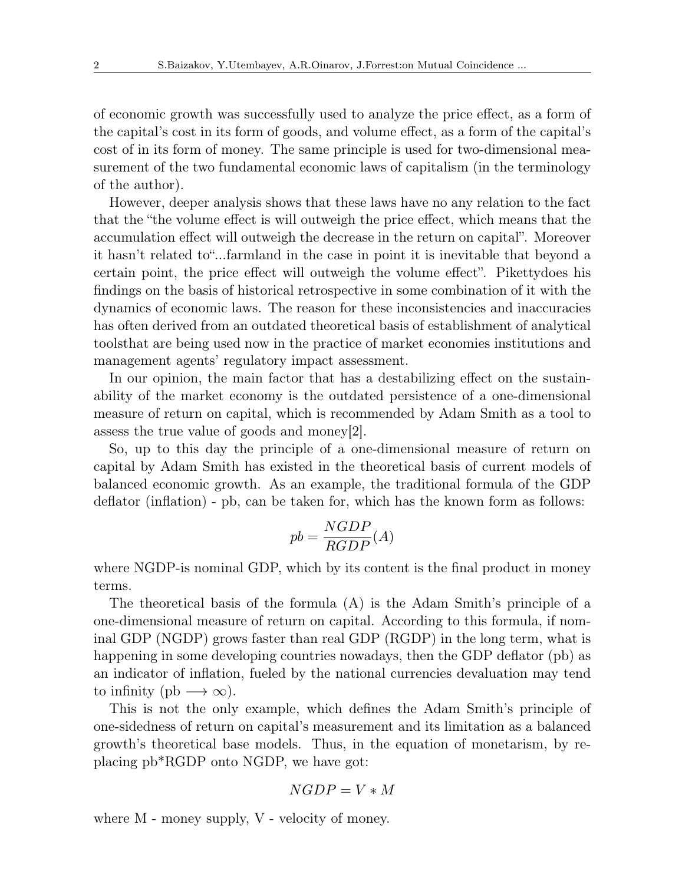of economic growth was successfully used to analyze the price effect, as a form of the capital's cost in its form of goods, and volume effect, as a form of the capital's cost of in its form of money. The same principle is used for two-dimensional measurement of the two fundamental economic laws of capitalism (in the terminology of the author).

However, deeper analysis shows that these laws have no any relation to the fact that the "the volume effect is will outweigh the price effect, which means that the accumulation effect will outweigh the decrease in the return on capital". Moreover it hasn't related to"...farmland in the case in point it is inevitable that beyond a certain point, the price effect will outweigh the volume effect". Pikettydoes his findings on the basis of historical retrospective in some combination of it with the dynamics of economic laws. The reason for these inconsistencies and inaccuracies has often derived from an outdated theoretical basis of establishment of analytical toolsthat are being used now in the practice of market economies institutions and management agents' regulatory impact assessment.

In our opinion, the main factor that has a destabilizing effect on the sustainability of the market economy is the outdated persistence of a one-dimensional measure of return on capital, which is recommended by Adam Smith as a tool to assess the true value of goods and money[2].

So, up to this day the principle of a one-dimensional measure of return on capital by Adam Smith has existed in the theoretical basis of current models of balanced economic growth. As an example, the traditional formula of the GDP deflator (inflation) - pb, can be taken for, which has the known form as follows:

$$pb = \frac{NGDP}{RGDP}(A)$$

where NGDP-is nominal GDP, which by its content is the final product in money terms.

The theoretical basis of the formula (A) is the Adam Smith's principle of a one-dimensional measure of return on capital. According to this formula, if nominal GDP (NGDP) grows faster than real GDP (RGDP) in the long term, what is happening in some developing countries nowadays, then the GDP deflator (pb) as an indicator of inflation, fueled by the national currencies devaluation may tend to infinity (pb $\longrightarrow \infty$).

This is not the only example, which defines the Adam Smith's principle of one-sidedness of return on capital's measurement and its limitation as a balanced growth's theoretical base models. Thus, in the equation of monetarism, by replacing pb*RGDP onto NGDP, we have got:

$$NGDP = V * M$$

where M - money supply, V - velocity of money.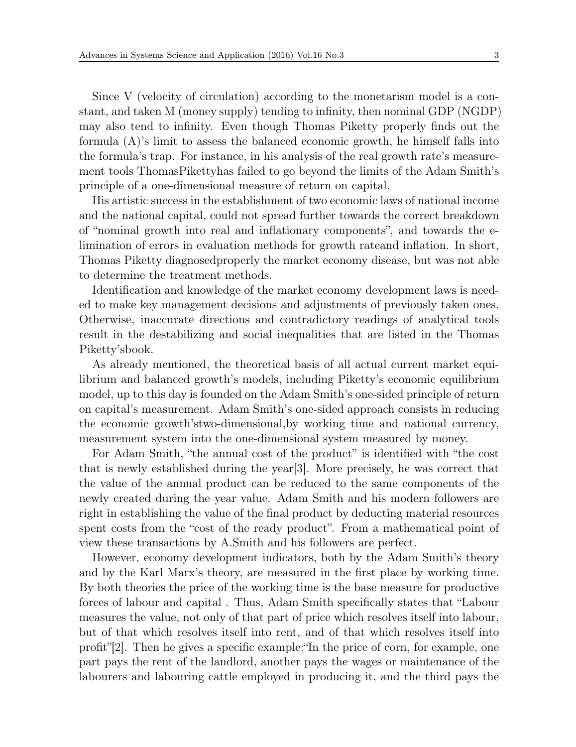Since V (velocity of circulation) according to the monetarism model is a constant, and taken M (money supply) tending to infinity, then nominal GDP (NGDP) may also tend to infinity. Even though Thomas Piketty properly finds out the formula (A)'s limit to assess the balanced economic growth, he himself falls into the formula's trap. For instance, in his analysis of the real growth rate's measurement tools ThomasPikettyhas failed to go beyond the limits of the Adam Smith's principle of a one-dimensional measure of return on capital.

His artistic success in the establishment of two economic laws of national income and the national capital, could not spread further towards the correct breakdown of "nominal growth into real and inflationary components", and towards the elimination of errors in evaluation methods for growth rateand inflation. In short, Thomas Piketty diagnosedproperly the market economy disease, but was not able to determine the treatment methods.

Identification and knowledge of the market economy development laws is needed to make key management decisions and adjustments of previously taken ones. Otherwise, inaccurate directions and contradictory readings of analytical tools result in the destabilizing and social inequalities that are listed in the Thomas Piketty'sbook.

As already mentioned, the theoretical basis of all actual current market equilibrium and balanced growth's models, including Piketty's economic equilibrium model, up to this day is founded on the Adam Smith's one-sided principle of return on capital's measurement. Adam Smith's one-sided approach consists in reducing the economic growth'stwo-dimensional,by working time and national currency, measurement system into the one-dimensional system measured by money.

For Adam Smith, "the annual cost of the product" is identified with "the cost that is newly established during the year[3]. More precisely, he was correct that the value of the annual product can be reduced to the same components of the newly created during the year value. Adam Smith and his modern followers are right in establishing the value of the final product by deducting material resources spent costs from the "cost of the ready product". From a mathematical point of view these transactions by A.Smith and his followers are perfect.

However, economy development indicators, both by the Adam Smith's theory and by the Karl Marx's theory, are measured in the first place by working time. By both theories the price of the working time is the base measure for productive forces of labour and capital . Thus, Adam Smith specifically states that "Labour measures the value, not only of that part of price which resolves itself into labour, but of that which resolves itself into rent, and of that which resolves itself into profit"[2]. Then he gives a specific example:"In the price of corn, for example, one part pays the rent of the landlord, another pays the wages or maintenance of the labourers and labouring cattle employed in producing it, and the third pays the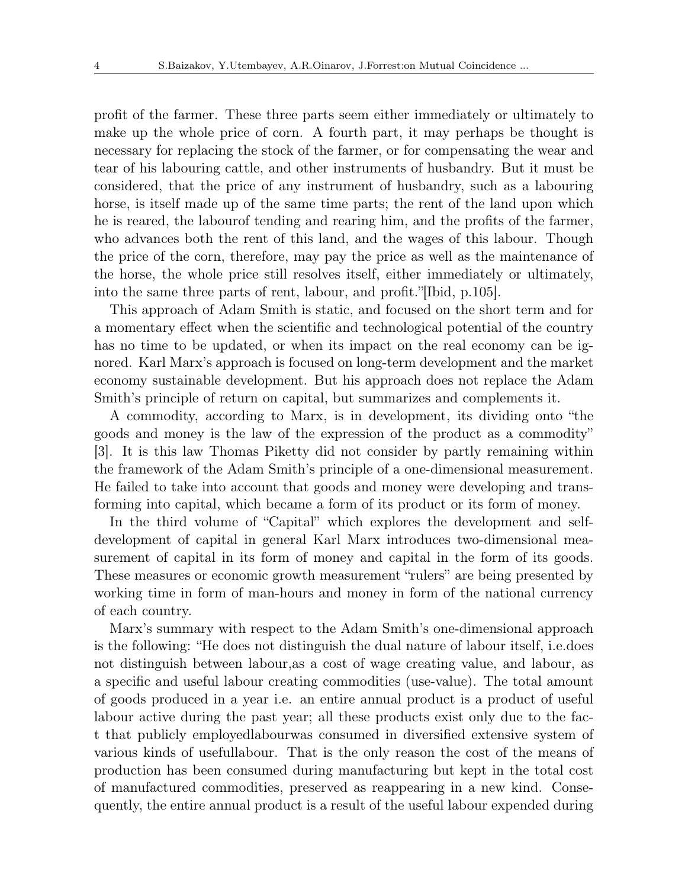profit of the farmer. These three parts seem either immediately or ultimately to make up the whole price of corn. A fourth part, it may perhaps be thought is necessary for replacing the stock of the farmer, or for compensating the wear and tear of his labouring cattle, and other instruments of husbandry. But it must be considered, that the price of any instrument of husbandry, such as a labouring horse, is itself made up of the same time parts; the rent of the land upon which he is reared, the labourof tending and rearing him, and the profits of the farmer, who advances both the rent of this land, and the wages of this labour. Though the price of the corn, therefore, may pay the price as well as the maintenance of the horse, the whole price still resolves itself, either immediately or ultimately, into the same three parts of rent, labour, and profit."[Ibid, p.105].

This approach of Adam Smith is static, and focused on the short term and for a momentary effect when the scientific and technological potential of the country has no time to be updated, or when its impact on the real economy can be ignored. Karl Marx's approach is focused on long-term development and the market economy sustainable development. But his approach does not replace the Adam Smith's principle of return on capital, but summarizes and complements it.

A commodity, according to Marx, is in development, its dividing onto "the goods and money is the law of the expression of the product as a commodity" [3]. It is this law Thomas Piketty did not consider by partly remaining within the framework of the Adam Smith's principle of a one-dimensional measurement. He failed to take into account that goods and money were developing and transforming into capital, which became a form of its product or its form of money.

In the third volume of "Capital" which explores the development and self-development of capital in general Karl Marx introduces two-dimensional measurement of capital in its form of money and capital in the form of its goods. These measures or economic growth measurement "rulers" are being presented by working time in form of man-hours and money in form of the national currency of each country.

Marx's summary with respect to the Adam Smith's one-dimensional approach is the following: "He does not distinguish the dual nature of labour itself, i.e.does not distinguish between labour,as a cost of wage creating value, and labour, as a specific and useful labour creating commodities (use-value). The total amount of goods produced in a year i.e. an entire annual product is a product of useful labour active during the past year; all these products exist only due to the fact that publicly employedlabourwas consumed in diversified extensive system of various kinds of usefullabour. That is the only reason the cost of the means of production has been consumed during manufacturing but kept in the total cost of manufactured commodities, preserved as reappearing in a new kind. Consequently, the entire annual product is a result of the useful labour expended during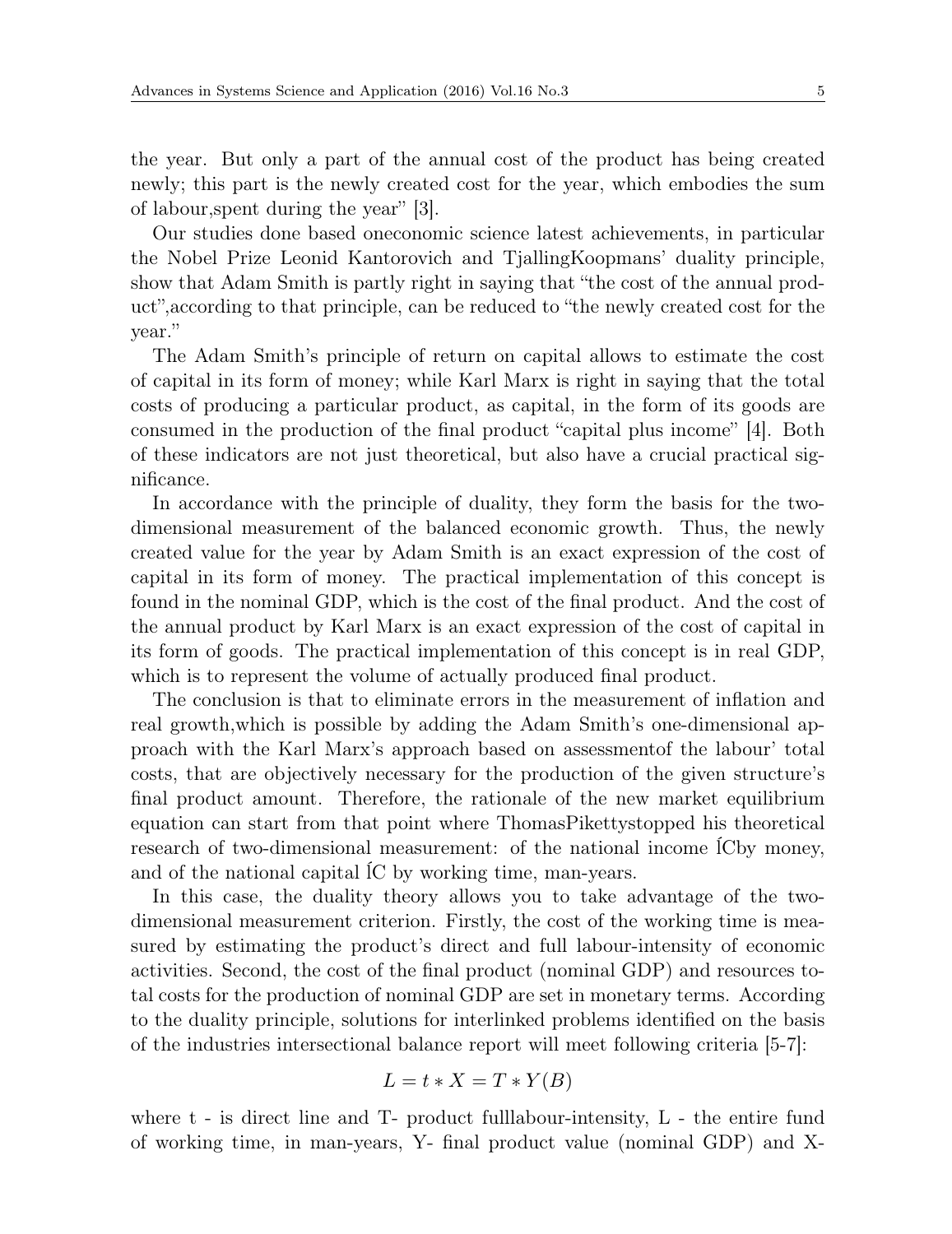the year. But only a part of the annual cost of the product has being created newly; this part is the newly created cost for the year, which embodies the sum of labour,spent during the year" [3].

Our studies done based oneconomic science latest achievements, in particular the Nobel Prize Leonid Kantorovich and TjallingKoopmans' duality principle, show that Adam Smith is partly right in saying that "the cost of the annual product",according to that principle, can be reduced to "the newly created cost for the year."

The Adam Smith's principle of return on capital allows to estimate the cost of capital in its form of money; while Karl Marx is right in saying that the total costs of producing a particular product, as capital, in the form of its goods are consumed in the production of the final product "capital plus income" [4]. Both of these indicators are not just theoretical, but also have a crucial practical significance.

In accordance with the principle of duality, they form the basis for the two-dimensional measurement of the balanced economic growth. Thus, the newly created value for the year by Adam Smith is an exact expression of the cost of capital in its form of money. The practical implementation of this concept is found in the nominal GDP, which is the cost of the final product. And the cost of the annual product by Karl Marx is an exact expression of the cost of capital in its form of goods. The practical implementation of this concept is in real GDP, which is to represent the volume of actually produced final product.

The conclusion is that to eliminate errors in the measurement of inflation and real growth,which is possible by adding the Adam Smith's one-dimensional approach with the Karl Marx's approach based on assessmentof the labour' total costs, that are objectively necessary for the production of the given structure's final product amount. Therefore, the rationale of the new market equilibrium equation can start from that point where ThomasPikettystopped his theoretical research of two-dimensional measurement: of the national income ÍCby money, and of the national capital ÍC by working time, man-years.

In this case, the duality theory allows you to take advantage of the two-dimensional measurement criterion. Firstly, the cost of the working time is measured by estimating the product's direct and full labour-intensity of economic activities. Second, the cost of the final product (nominal GDP) and resources total costs for the production of nominal GDP are set in monetary terms. According to the duality principle, solutions for interlinked problems identified on the basis of the industries intersectional balance report will meet following criteria [5-7]:

$$L = t * X = T * Y(B)$$

where t - is direct line and T- product fulllabour-intensity, L - the entire fund of working time, in man-years, Y- final product value (nominal GDP) and X-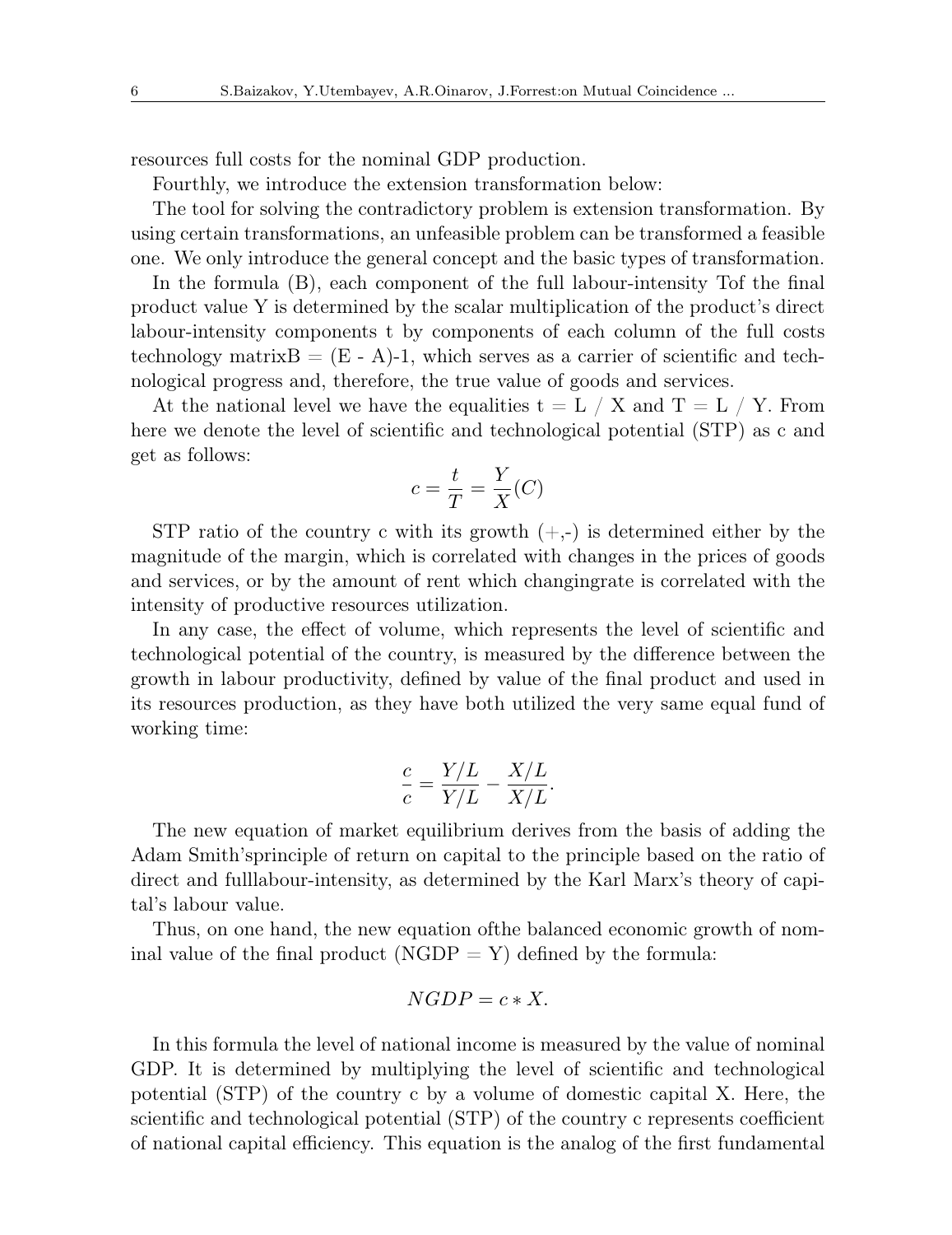resources full costs for the nominal GDP production.

Fourthly, we introduce the extension transformation below:

The tool for solving the contradictory problem is extension transformation. By using certain transformations, an unfeasible problem can be transformed a feasible one. We only introduce the general concept and the basic types of transformation.

In the formula (B), each component of the full labour-intensity Tof the final product value Y is determined by the scalar multiplication of the product's direct labour-intensity components t by components of each column of the full costs technology matrixB = (E - A)-1, which serves as a carrier of scientific and technological progress and, therefore, the true value of goods and services.

At the national level we have the equalities t = L / X and T = L / Y. From here we denote the level of scientific and technological potential (STP) as c and get as follows:

$$c = \frac{t}{T} = \frac{Y}{X}(C)$$

STP ratio of the country c with its growth (+,-) is determined either by the magnitude of the margin, which is correlated with changes in the prices of goods and services, or by the amount of rent which changingrate is correlated with the intensity of productive resources utilization.

In any case, the effect of volume, which represents the level of scientific and technological potential of the country, is measured by the difference between the growth in labour productivity, defined by value of the final product and used in its resources production, as they have both utilized the very same equal fund of working time:

$$\frac{c}{c} = \frac{Y/L}{Y/L} - \frac{X/L}{X/L}.$$

The new equation of market equilibrium derives from the basis of adding the Adam Smith'sprinciple of return on capital to the principle based on the ratio of direct and fulllabour-intensity, as determined by the Karl Marx's theory of capital's labour value.

Thus, on one hand, the new equation ofthe balanced economic growth of nominal value of the final product (NGDP = Y) defined by the formula:

$$NGDP = c * X.$$

In this formula the level of national income is measured by the value of nominal GDP. It is determined by multiplying the level of scientific and technological potential (STP) of the country c by a volume of domestic capital X. Here, the scientific and technological potential (STP) of the country c represents coefficient of national capital efficiency. This equation is the analog of the first fundamental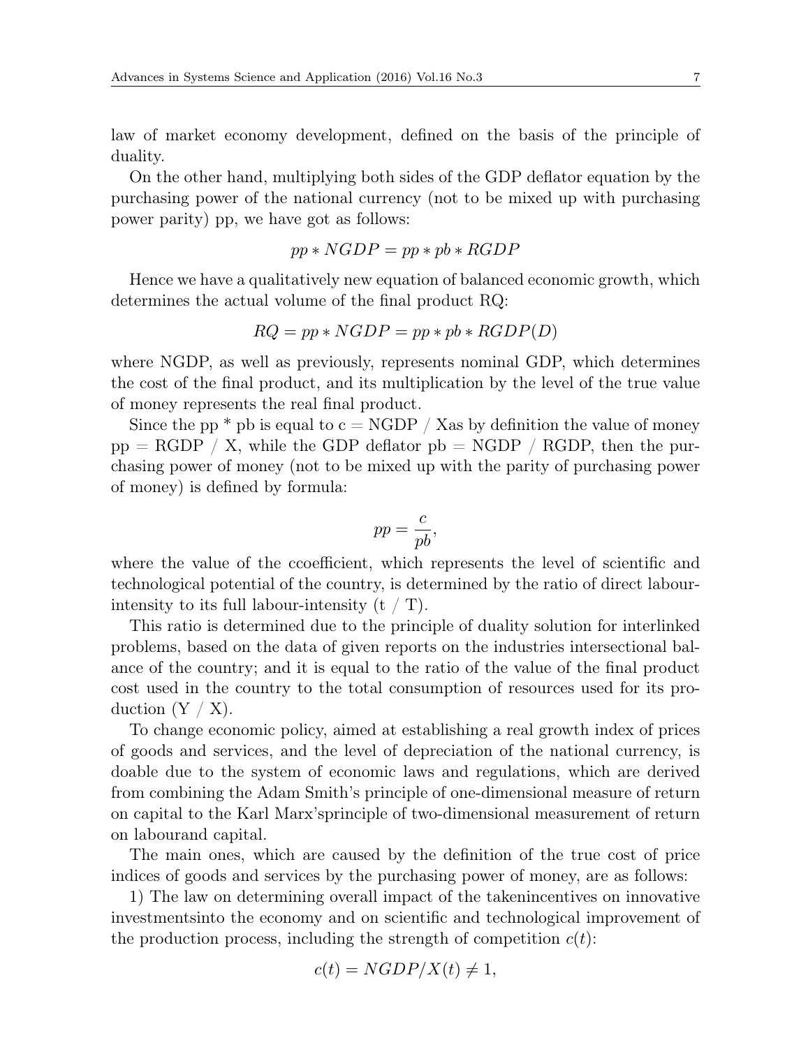law of market economy development, defined on the basis of the principle of duality.

On the other hand, multiplying both sides of the GDP deflator equation by the purchasing power of the national currency (not to be mixed up with purchasing power parity) pp, we have got as follows:

$$pp * NGDP = pp * pb * RGDP$$

Hence we have a qualitatively new equation of balanced economic growth, which determines the actual volume of the final product RQ:

$$RQ = pp * NGDP = pp * pb * RGDP(D)$$

where NGDP, as well as previously, represents nominal GDP, which determines the cost of the final product, and its multiplication by the level of the true value of money represents the real final product.

Since the pp * pb is equal to c = NGDP / Xas by definition the value of money pp = RGDP / X, while the GDP deflator pb = NGDP / RGDP, then the purchasing power of money (not to be mixed up with the parity of purchasing power of money) is defined by formula:

$$pp = \frac{c}{pb},$$

where the value of the ccoefficient, which represents the level of scientific and technological potential of the country, is determined by the ratio of direct labour-intensity to its full labour-intensity (t / T).

This ratio is determined due to the principle of duality solution for interlinked problems, based on the data of given reports on the industries intersectional balance of the country; and it is equal to the ratio of the value of the final product cost used in the country to the total consumption of resources used for its production (Y / X).

To change economic policy, aimed at establishing a real growth index of prices of goods and services, and the level of depreciation of the national currency, is doable due to the system of economic laws and regulations, which are derived from combining the Adam Smith's principle of one-dimensional measure of return on capital to the Karl Marx'sprinciple of two-dimensional measurement of return on labourand capital.

The main ones, which are caused by the definition of the true cost of price indices of goods and services by the purchasing power of money, are as follows:

1) The law on determining overall impact of the takenincentives on innovative investmentsinto the economy and on scientific and technological improvement of the production process, including the strength of competition $c(t)$:

$$c(t) = NGDP/X(t) \neq 1,$$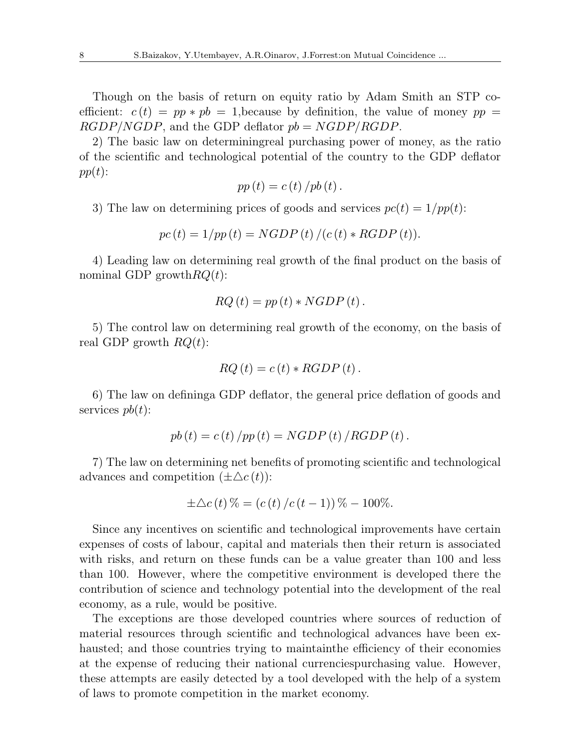Though on the basis of return on equity ratio by Adam Smith an STP coefficient: $c(t) = pp * pb = 1$,because by definition, the value of money $pp = RGDP/NGDP$, and the GDP deflator $pb = NGDP/RGDP$.

2) The basic law on determiningreal purchasing power of money, as the ratio of the scientific and technological potential of the country to the GDP deflator $pp(t)$:

$$pp(t) = c(t)/pb(t).$$

3) The law on determining prices of goods and services $pc(t) = 1/pp(t)$:

$$pc(t) = 1/pp(t) = NGDP(t)/(c(t) * RGDP(t)).$$

4) Leading law on determining real growth of the final product on the basis of nominal GDP growth$RQ(t)$:

$$RQ(t) = pp(t) * NGDP(t).$$

5) The control law on determining real growth of the economy, on the basis of real GDP growth $RQ(t)$:

$$RQ(t) = c(t) * RGDP(t).$$

6) The law on defininga GDP deflator, the general price deflation of goods and services $pb(t)$:

$$pb(t) = c(t)/pp(t) = NGDP(t)/RGDP(t).$$

7) The law on determining net benefits of promoting scientific and technological advances and competition ($\pm\triangle c(t)$):

$$\pm\triangle c(t)\% = (c(t)/c(t-1))\% - 100\%.$$

Since any incentives on scientific and technological improvements have certain expenses of costs of labour, capital and materials then their return is associated with risks, and return on these funds can be a value greater than 100 and less than 100. However, where the competitive environment is developed there the contribution of science and technology potential into the development of the real economy, as a rule, would be positive.

The exceptions are those developed countries where sources of reduction of material resources through scientific and technological advances have been exhausted; and those countries trying to maintainthe efficiency of their economies at the expense of reducing their national currenciespurchasing value. However, these attempts are easily detected by a tool developed with the help of a system of laws to promote competition in the market economy.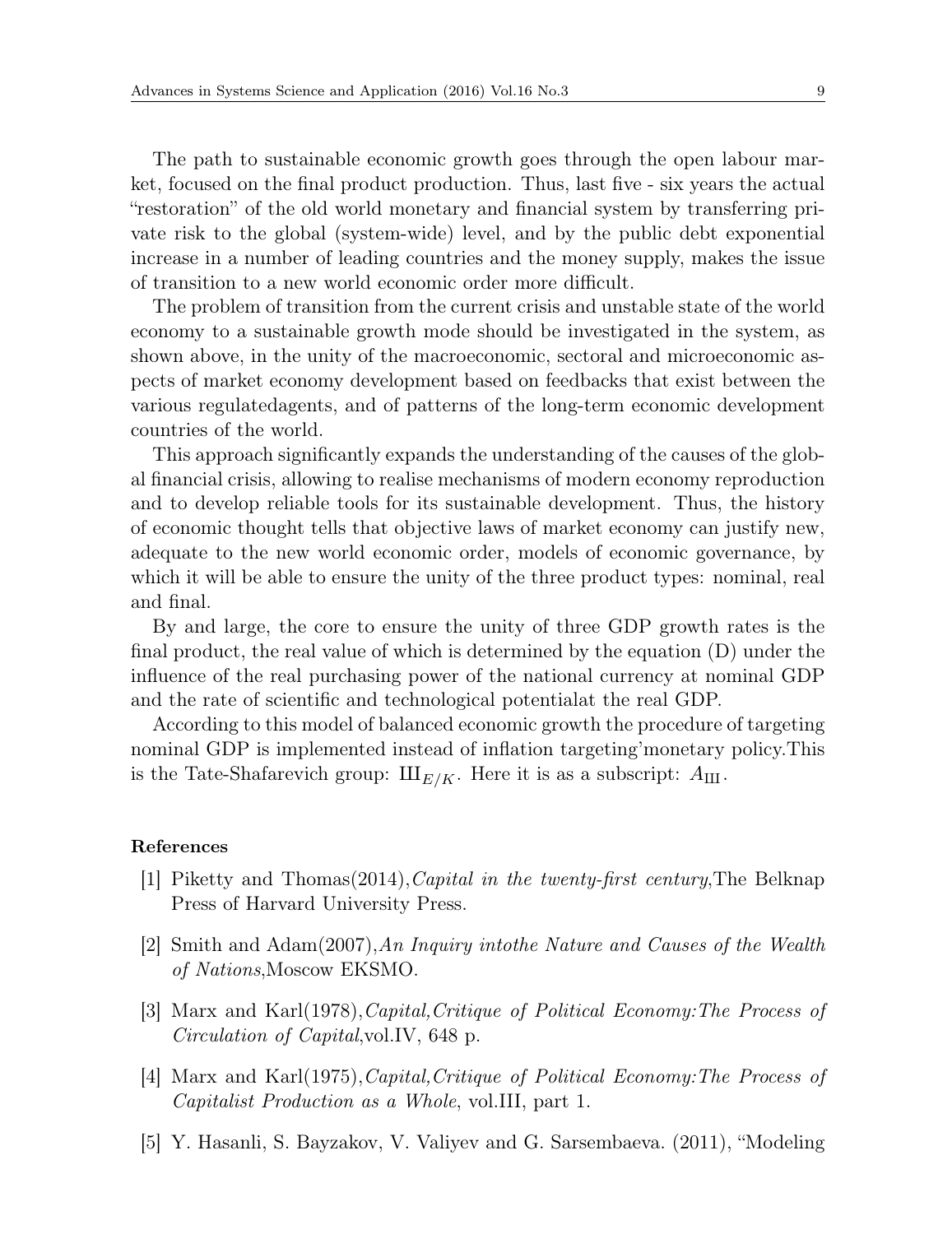The path to sustainable economic growth goes through the open labour market, focused on the final product production. Thus, last five - six years the actual "restoration" of the old world monetary and financial system by transferring private risk to the global (system-wide) level, and by the public debt exponential increase in a number of leading countries and the money supply, makes the issue of transition to a new world economic order more difficult.

The problem of transition from the current crisis and unstable state of the world economy to a sustainable growth mode should be investigated in the system, as shown above, in the unity of the macroeconomic, sectoral and microeconomic aspects of market economy development based on feedbacks that exist between the various regulatedagents, and of patterns of the long-term economic development countries of the world.

This approach significantly expands the understanding of the causes of the global financial crisis, allowing to realise mechanisms of modern economy reproduction and to develop reliable tools for its sustainable development. Thus, the history of economic thought tells that objective laws of market economy can justify new, adequate to the new world economic order, models of economic governance, by which it will be able to ensure the unity of the three product types: nominal, real and final.

By and large, the core to ensure the unity of three GDP growth rates is the final product, the real value of which is determined by the equation (D) under the influence of the real purchasing power of the national currency at nominal GDP and the rate of scientific and technological potentialat the real GDP.

According to this model of balanced economic growth the procedure of targeting nominal GDP is implemented instead of inflation targeting'monetary policy.This is the Tate-Shafarevich group: $Ш_{E/K}$. Here it is as a subscript: $A_{Ш}$.

#### References

[1] Piketty and Thomas(2014),*Capital in the twenty-first century*,The Belknap Press of Harvard University Press.

[2] Smith and Adam(2007),*An Inquiry intothe Nature and Causes of the Wealth of Nations*,Moscow EKSMO.

[3] Marx and Karl(1978),*Capital,Critique of Political Economy:The Process of Circulation of Capital*,vol.IV, 648 p.

[4] Marx and Karl(1975),*Capital,Critique of Political Economy:The Process of Capitalist Production as a Whole*, vol.III, part 1.

[5] Y. Hasanli, S. Bayzakov, V. Valiyev and G. Sarsembaeva. (2011), "Modeling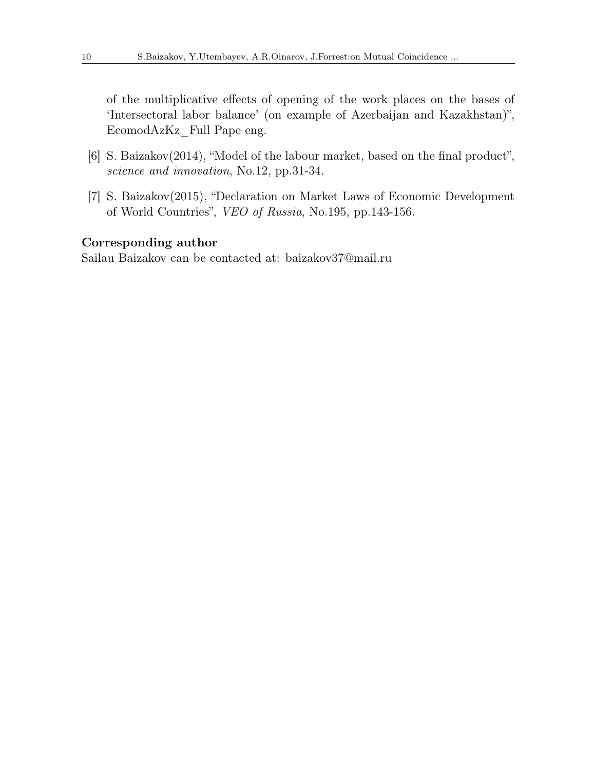of the multiplicative effects of opening of the work places on the bases of 'Intersectoral labor balance' (on example of Azerbaijan and Kazakhstan)", EcomodAzKz_Full Pape eng.

[6] S. Baizakov(2014), "Model of the labour market, based on the final product", *science and innovation*, No.12, pp.31-34.

[7] S. Baizakov(2015), "Declaration on Market Laws of Economic Development of World Countries", *VEO of Russia*, No.195, pp.143-156.

**Corresponding author**

Sailau Baizakov can be contacted at: baizakov37@mail.ru